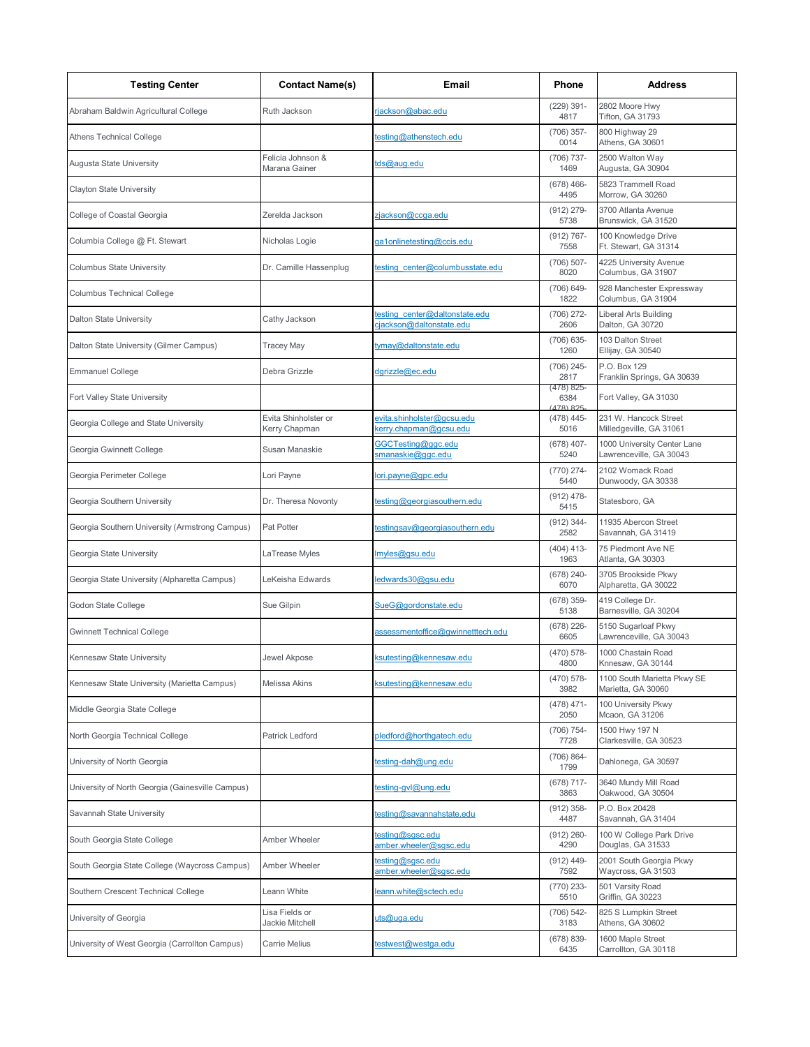| Testing Center | Contact Name(s) | Email | Phone | Address |
|---|---|---|---|---|
| Abraham Baldwin Agricultural College | Ruth Jackson | rjackson@abac.edu | (229) 391-4817 | 2802 Moore Hwy Tifton, GA 31793 |
| Athens Technical College | | testing@athenstech.edu | (706) 357-0014 | 800 Highway 29 Athens, GA 30601 |
| Augusta State University | Felicia Johnson & Marana Gainer | tds@aug.edu | (706) 737-1469 | 2500 Walton Way Augusta, GA 30904 |
| Clayton State University | | | (678) 466-4495 | 5823 Trammell Road Morrow, GA 30260 |
| College of Coastal Georgia | Zerelda Jackson | zjackson@ccga.edu | (912) 279-5738 | 3700 Atlanta Avenue Brunswick, GA 31520 |
| Columbia College @ Ft. Stewart | Nicholas Logie | ga1onlinetesting@ccis.edu | (912) 767-7558 | 100 Knowledge Drive Ft. Stewart, GA 31314 |
| Columbus State University | Dr. Camille Hassenplug | testing_center@columbusstate.edu | (706) 507-8020 | 4225 University Avenue Columbus, GA 31907 |
| Columbus Technical College | | | (706) 649-1822 | 928 Manchester Expressway Columbus, GA 31904 |
| Dalton State University | Cathy Jackson | testing_center@daltonstate.edu cjackson@daltonstate.edu | (706) 272-2606 | Liberal Arts Building Dalton, GA 30720 |
| Dalton State University (Gilmer Campus) | Tracey May | tymay@daltonstate.edu | (706) 635-1260 | 103 Dalton Street Ellijay, GA 30540 |
| Emmanuel College | Debra Grizzle | dgrizzle@ec.edu | (706) 245-2817 | P.O. Box 129 Franklin Springs, GA 30639 |
| Fort Valley State University | | | (478) 825-6384 (478) 825- | Fort Valley, GA 31030 |
| Georgia College and State University | Evita Shinholster or Kerry Chapman | evita.shinholster@gcsu.edu kerry.chapman@gcsu.edu | (478) 445-5016 | 231 W. Hancock Street Milledgeville, GA 31061 |
| Georgia Gwinnett College | Susan Manaskie | GGCTesting@ggc.edu smanaskie@ggc.edu | (678) 407-5240 | 1000 University Center Lane Lawrenceville, GA 30043 |
| Georgia Perimeter College | Lori Payne | lori.payne@gpc.edu | (770) 274-5440 | 2102 Womack Road Dunwoody, GA 30338 |
| Georgia Southern University | Dr. Theresa Novonty | testing@georgiasouthern.edu | (912) 478-5415 | Statesboro, GA |
| Georgia Southern University (Armstrong Campus) | Pat Potter | testingsav@georgiasouthern.edu | (912) 344-2582 | 11935 Abercon Street Savannah, GA 31419 |
| Georgia State University | LaTrease Myles | lmyles@gsu.edu | (404) 413-1963 | 75 Piedmont Ave NE Atlanta, GA 30303 |
| Georgia State University (Alpharetta Campus) | LeKeisha Edwards | ledwards30@gsu.edu | (678) 240-6070 | 3705 Brookside Pkwy Alpharetta, GA 30022 |
| Godon State College | Sue Gilpin | SueG@gordonstate.edu | (678) 359-5138 | 419 College Dr. Barnesville, GA 30204 |
| Gwinnett Technical College | | assessmentoffice@gwinnetttech.edu | (678) 226-6605 | 5150 Sugarloaf Pkwy Lawrenceville, GA 30043 |
| Kennesaw State University | Jewel Akpose | ksutesting@kennesaw.edu | (470) 578-4800 | 1000 Chastain Road Knnesaw, GA 30144 |
| Kennesaw State University (Marietta Campus) | Melissa Akins | ksutesting@kennesaw.edu | (470) 578-3982 | 1100 South Marietta Pkwy SE Marietta, GA 30060 |
| Middle Georgia State College | | | (478) 471-2050 | 100 University Pkwy Mcaon, GA 31206 |
| North Georgia Technical College | Patrick Ledford | pledford@northgatech.edu | (706) 754-7728 | 1500 Hwy 197 N Clarkesville, GA 30523 |
| University of North Georgia | | testing-dah@ung.edu | (706) 864-1799 | Dahlonega, GA 30597 |
| University of North Georgia (Gainesville Campus) | | testing-gvl@ung.edu | (678) 717-3863 | 3640 Mundy Mill Road Oakwood, GA 30504 |
| Savannah State University | | testing@savannahstate.edu | (912) 358-4487 | P.O. Box 20428 Savannah, GA 31404 |
| South Georgia State College | Amber Wheeler | testing@sgsc.edu amber.wheeler@sgsc.edu | (912) 260-4290 | 100 W College Park Drive Douglas, GA 31533 |
| South Georgia State College (Waycross Campus) | Amber Wheeler | testing@sgsc.edu amber.wheeler@sgsc.edu | (912) 449-7592 | 2001 South Georgia Pkwy Waycross, GA 31503 |
| Southern Crescent Technical College | Leann White | leann.white@sctech.edu | (770) 233-5510 | 501 Varsity Road Griffin, GA 30223 |
| University of Georgia | Lisa Fields or Jackie Mitchell | uts@uga.edu | (706) 542-3183 | 825 S Lumpkin Street Athens, GA 30602 |
| University of West Georgia (Carrollton Campus) | Carrie Melius | testwest@westga.edu | (678) 839-6435 | 1600 Maple Street Carrollton, GA 30118 |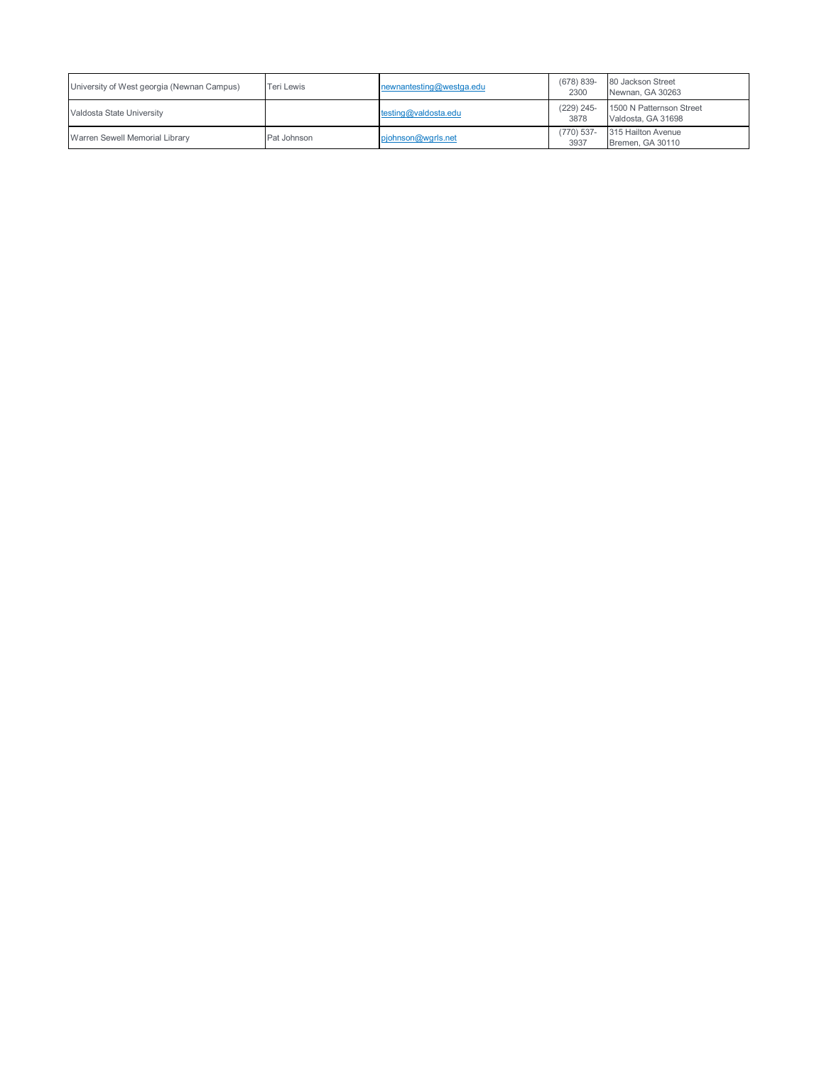| | | | | |
|---|---|---|---|---|
| University of West georgia (Newnan Campus) | Teri Lewis | newnantesting@westga.edu | (678) 839-2300 | 80 Jackson Street<br>Newnan, GA 30263 |
| Valdosta State University | | testing@valdosta.edu | (229) 245-3878 | 1500 N Patternson Street<br>Valdosta, GA 31698 |
| Warren Sewell Memorial Library | Pat Johnson | pjohnson@wgrls.net | (770) 537-3937 | 315 Hailton Avenue<br>Bremen, GA 30110 |